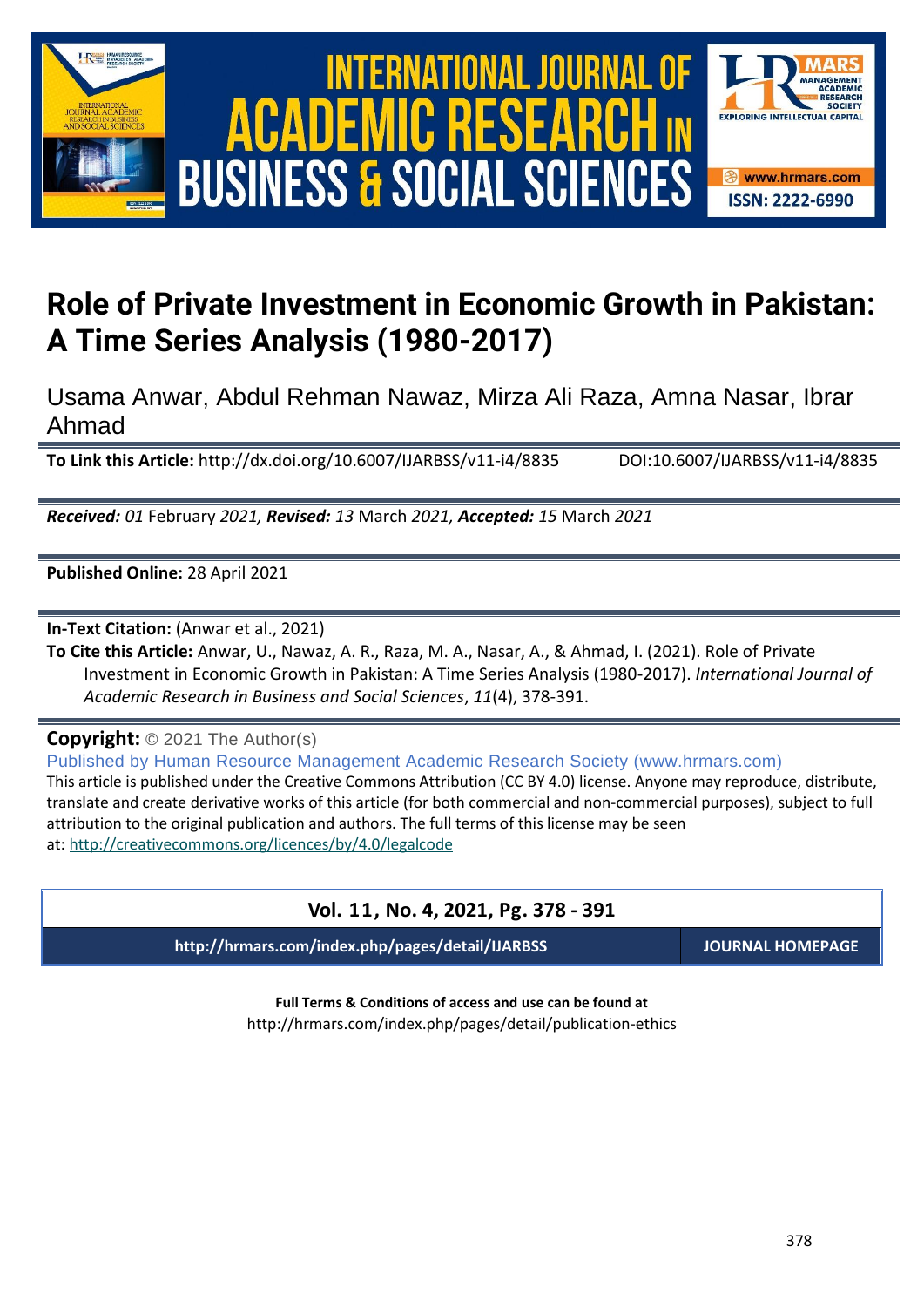# Role of Private Investment in Economic Growth in Pakistan: A Time Series Analysis (1980-2017)

Usama Anwar, Abdul Rehman Nawaz, Mirza Ali Raza, Amna Nasar, Ibrar Ahmad

**To Link this Article:** http://dx.doi.org/10.6007/IJARBSS/v11-i4/8835 DOI:10.6007/IJARBSS/v11-i4/8835

***Received:** 01* February *2021, **Revised:** 13* March *2021, **Accepted:** 15* March *2021*

**Published Online:** 28 April 2021

**In-Text Citation:** (Anwar et al., 2021)

**To Cite this Article:** Anwar, U., Nawaz, A. R., Raza, M. A., Nasar, A., & Ahmad, I. (2021). Role of Private Investment in Economic Growth in Pakistan: A Time Series Analysis (1980-2017). *International Journal of Academic Research in Business and Social Sciences*, *11*(4), 378-391.

**Copyright:** © 2021 The Author(s)

Published by Human Resource Management Academic Research Society (www.hrmars.com)

This article is published under the Creative Commons Attribution (CC BY 4.0) license. Anyone may reproduce, distribute, translate and create derivative works of this article (for both commercial and non-commercial purposes), subject to full attribution to the original publication and authors. The full terms of this license may be seen at: http://creativecommons.org/licences/by/4.0/legalcode

**Vol. 11, No. 4, 2021, Pg. 378 - 391**

**http://hrmars.com/index.php/pages/detail/IJARBSS** **JOURNAL HOMEPAGE**

**Full Terms & Conditions of access and use can be found at**

http://hrmars.com/index.php/pages/detail/publication-ethics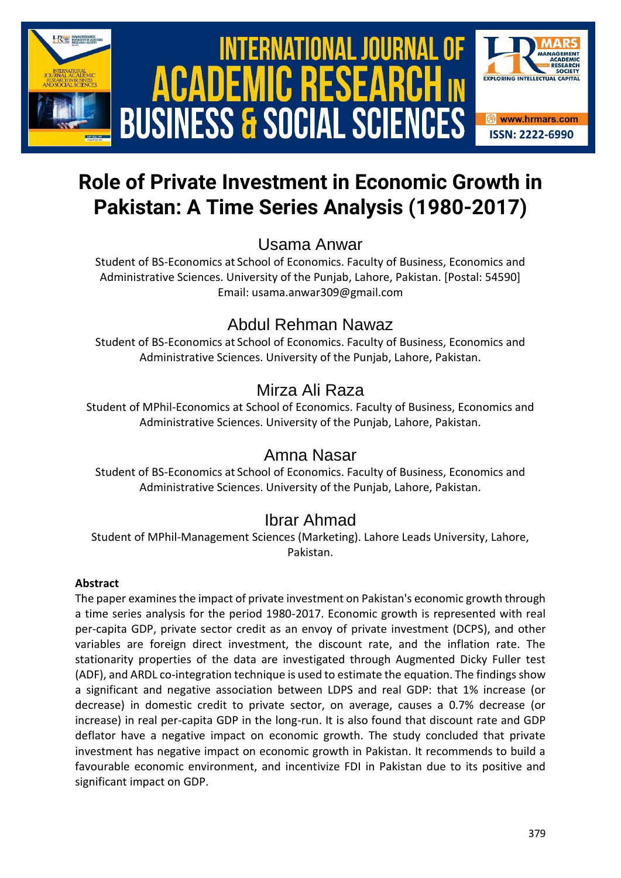# Role of Private Investment in Economic Growth in Pakistan: A Time Series Analysis (1980-2017)

## Usama Anwar

Student of BS-Economics at School of Economics. Faculty of Business, Economics and Administrative Sciences. University of the Punjab, Lahore, Pakistan. [Postal: 54590]
Email: usama.anwar309@gmail.com

## Abdul Rehman Nawaz

Student of BS-Economics at School of Economics. Faculty of Business, Economics and Administrative Sciences. University of the Punjab, Lahore, Pakistan.

## Mirza Ali Raza

Student of MPhil-Economics at School of Economics. Faculty of Business, Economics and Administrative Sciences. University of the Punjab, Lahore, Pakistan.

## Amna Nasar

Student of BS-Economics at School of Economics. Faculty of Business, Economics and Administrative Sciences. University of the Punjab, Lahore, Pakistan.

## Ibrar Ahmad

Student of MPhil-Management Sciences (Marketing). Lahore Leads University, Lahore, Pakistan.

**Abstract**

The paper examines the impact of private investment on Pakistan's economic growth through a time series analysis for the period 1980-2017. Economic growth is represented with real per-capita GDP, private sector credit as an envoy of private investment (DCPS), and other variables are foreign direct investment, the discount rate, and the inflation rate. The stationarity properties of the data are investigated through Augmented Dicky Fuller test (ADF), and ARDL co-integration technique is used to estimate the equation. The findings show a significant and negative association between LDPS and real GDP: that 1% increase (or decrease) in domestic credit to private sector, on average, causes a 0.7% decrease (or increase) in real per-capita GDP in the long-run. It is also found that discount rate and GDP deflator have a negative impact on economic growth. The study concluded that private investment has negative impact on economic growth in Pakistan. It recommends to build a favourable economic environment, and incentivize FDI in Pakistan due to its positive and significant impact on GDP.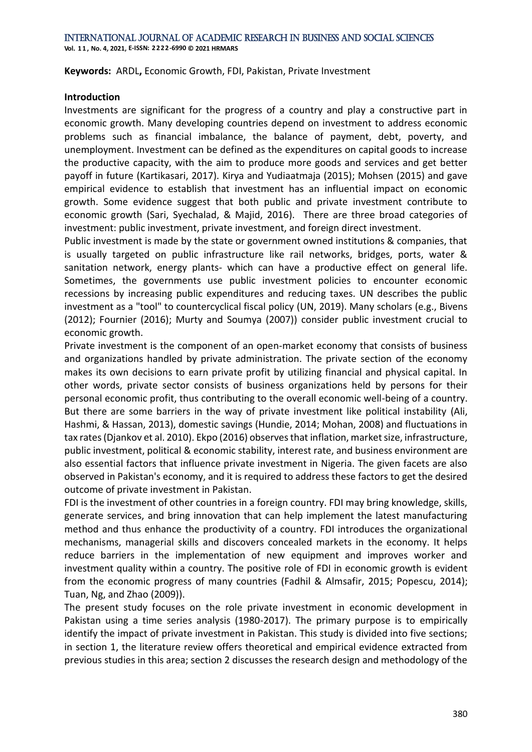**Keywords:** ARDL**,** Economic Growth, FDI, Pakistan, Private Investment

## Introduction

Investments are significant for the progress of a country and play a constructive part in economic growth. Many developing countries depend on investment to address economic problems such as financial imbalance, the balance of payment, debt, poverty, and unemployment. Investment can be defined as the expenditures on capital goods to increase the productive capacity, with the aim to produce more goods and services and get better payoff in future (Kartikasari, 2017). Kirya and Yudiaatmaja (2015); Mohsen (2015) and gave empirical evidence to establish that investment has an influential impact on economic growth. Some evidence suggest that both public and private investment contribute to economic growth (Sari, Syechalad, & Majid, 2016). There are three broad categories of investment: public investment, private investment, and foreign direct investment.

Public investment is made by the state or government owned institutions & companies, that is usually targeted on public infrastructure like rail networks, bridges, ports, water & sanitation network, energy plants- which can have a productive effect on general life. Sometimes, the governments use public investment policies to encounter economic recessions by increasing public expenditures and reducing taxes. UN describes the public investment as a "tool" to countercyclical fiscal policy (UN, 2019). Many scholars (e.g., Bivens (2012); Fournier (2016); Murty and Soumya (2007)) consider public investment crucial to economic growth.

Private investment is the component of an open-market economy that consists of business and organizations handled by private administration. The private section of the economy makes its own decisions to earn private profit by utilizing financial and physical capital. In other words, private sector consists of business organizations held by persons for their personal economic profit, thus contributing to the overall economic well-being of a country. But there are some barriers in the way of private investment like political instability (Ali, Hashmi, & Hassan, 2013), domestic savings (Hundie, 2014; Mohan, 2008) and fluctuations in tax rates (Djankov et al. 2010). Ekpo (2016) observes that inflation, market size, infrastructure, public investment, political & economic stability, interest rate, and business environment are also essential factors that influence private investment in Nigeria. The given facets are also observed in Pakistan's economy, and it is required to address these factors to get the desired outcome of private investment in Pakistan.

FDI is the investment of other countries in a foreign country. FDI may bring knowledge, skills, generate services, and bring innovation that can help implement the latest manufacturing method and thus enhance the productivity of a country. FDI introduces the organizational mechanisms, managerial skills and discovers concealed markets in the economy. It helps reduce barriers in the implementation of new equipment and improves worker and investment quality within a country. The positive role of FDI in economic growth is evident from the economic progress of many countries (Fadhil & Almsafir, 2015; Popescu, 2014); Tuan, Ng, and Zhao (2009)).

The present study focuses on the role private investment in economic development in Pakistan using a time series analysis (1980-2017). The primary purpose is to empirically identify the impact of private investment in Pakistan. This study is divided into five sections; in section 1, the literature review offers theoretical and empirical evidence extracted from previous studies in this area; section 2 discusses the research design and methodology of the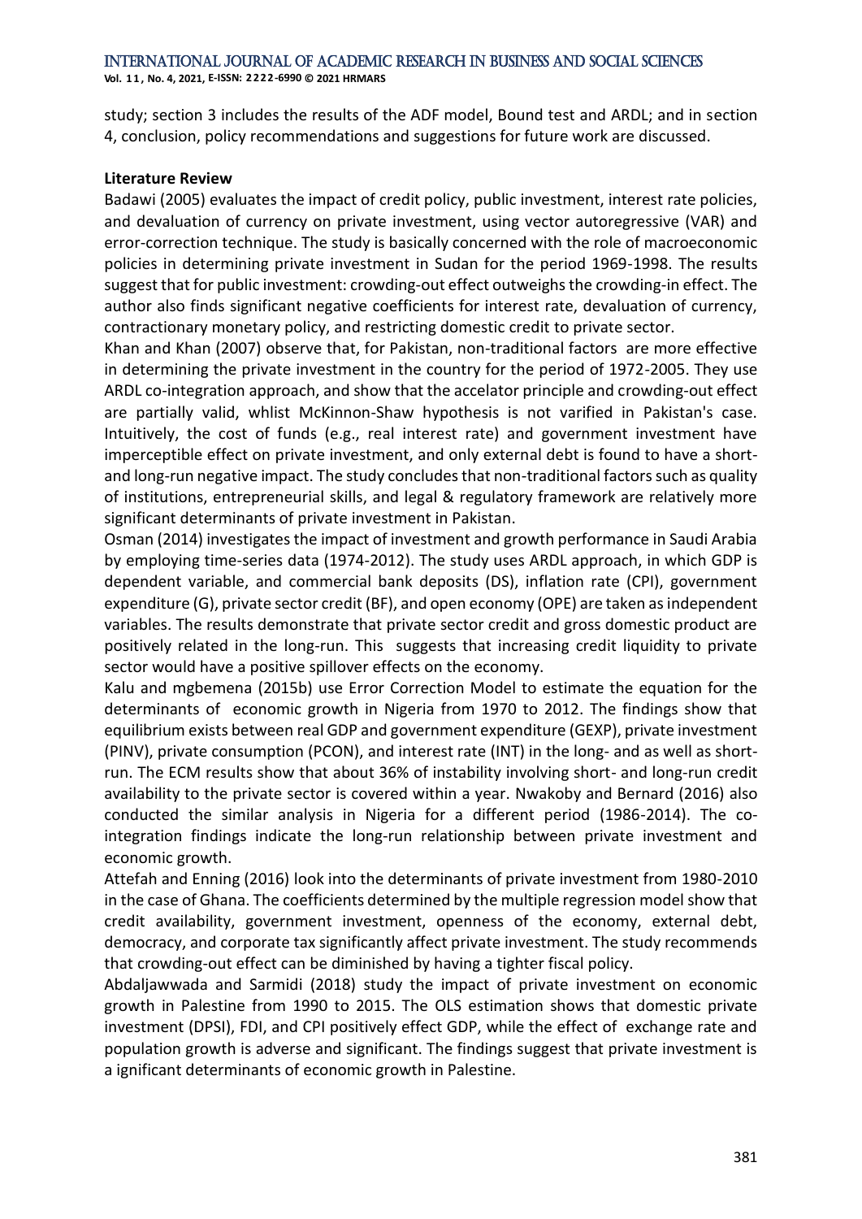study; section 3 includes the results of the ADF model, Bound test and ARDL; and in section 4, conclusion, policy recommendations and suggestions for future work are discussed.

**Literature Review**

Badawi (2005) evaluates the impact of credit policy, public investment, interest rate policies, and devaluation of currency on private investment, using vector autoregressive (VAR) and error-correction technique. The study is basically concerned with the role of macroeconomic policies in determining private investment in Sudan for the period 1969-1998. The results suggest that for public investment: crowding-out effect outweighs the crowding-in effect. The author also finds significant negative coefficients for interest rate, devaluation of currency, contractionary monetary policy, and restricting domestic credit to private sector.

Khan and Khan (2007) observe that, for Pakistan, non-traditional factors are more effective in determining the private investment in the country for the period of 1972-2005. They use ARDL co-integration approach, and show that the accelator principle and crowding-out effect are partially valid, whlist McKinnon-Shaw hypothesis is not varified in Pakistan's case. Intuitively, the cost of funds (e.g., real interest rate) and government investment have imperceptible effect on private investment, and only external debt is found to have a short- and long-run negative impact. The study concludes that non-traditional factors such as quality of institutions, entrepreneurial skills, and legal & regulatory framework are relatively more significant determinants of private investment in Pakistan.

Osman (2014) investigates the impact of investment and growth performance in Saudi Arabia by employing time-series data (1974-2012). The study uses ARDL approach, in which GDP is dependent variable, and commercial bank deposits (DS), inflation rate (CPI), government expenditure (G), private sector credit (BF), and open economy (OPE) are taken as independent variables. The results demonstrate that private sector credit and gross domestic product are positively related in the long-run. This suggests that increasing credit liquidity to private sector would have a positive spillover effects on the economy.

Kalu and mgbemena (2015b) use Error Correction Model to estimate the equation for the determinants of economic growth in Nigeria from 1970 to 2012. The findings show that equilibrium exists between real GDP and government expenditure (GEXP), private investment (PINV), private consumption (PCON), and interest rate (INT) in the long- and as well as short-run. The ECM results show that about 36% of instability involving short- and long-run credit availability to the private sector is covered within a year. Nwakoby and Bernard (2016) also conducted the similar analysis in Nigeria for a different period (1986-2014). The co-integration findings indicate the long-run relationship between private investment and economic growth.

Attefah and Enning (2016) look into the determinants of private investment from 1980-2010 in the case of Ghana. The coefficients determined by the multiple regression model show that credit availability, government investment, openness of the economy, external debt, democracy, and corporate tax significantly affect private investment. The study recommends that crowding-out effect can be diminished by having a tighter fiscal policy.

Abdaljawwada and Sarmidi (2018) study the impact of private investment on economic growth in Palestine from 1990 to 2015. The OLS estimation shows that domestic private investment (DPSI), FDI, and CPI positively effect GDP, while the effect of exchange rate and population growth is adverse and significant. The findings suggest that private investment is a ignificant determinants of economic growth in Palestine.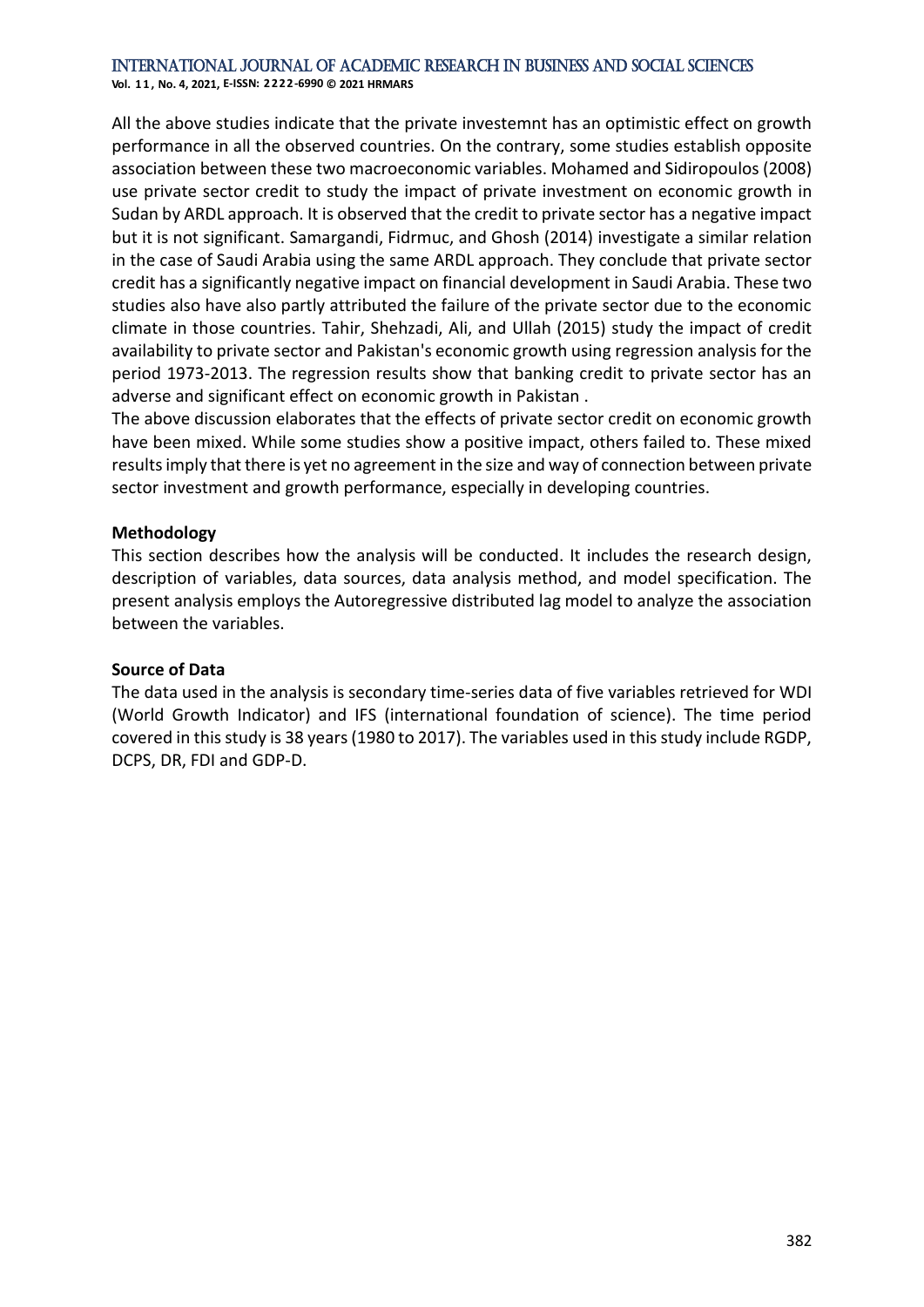All the above studies indicate that the private investemnt has an optimistic effect on growth performance in all the observed countries. On the contrary, some studies establish opposite association between these two macroeconomic variables. Mohamed and Sidiropoulos (2008) use private sector credit to study the impact of private investment on economic growth in Sudan by ARDL approach. It is observed that the credit to private sector has a negative impact but it is not significant. Samargandi, Fidrmuc, and Ghosh (2014) investigate a similar relation in the case of Saudi Arabia using the same ARDL approach. They conclude that private sector credit has a significantly negative impact on financial development in Saudi Arabia. These two studies also have also partly attributed the failure of the private sector due to the economic climate in those countries. Tahir, Shehzadi, Ali, and Ullah (2015) study the impact of credit availability to private sector and Pakistan's economic growth using regression analysis for the period 1973-2013. The regression results show that banking credit to private sector has an adverse and significant effect on economic growth in Pakistan .

The above discussion elaborates that the effects of private sector credit on economic growth have been mixed. While some studies show a positive impact, others failed to. These mixed results imply that there is yet no agreement in the size and way of connection between private sector investment and growth performance, especially in developing countries.

**Methodology**

This section describes how the analysis will be conducted. It includes the research design, description of variables, data sources, data analysis method, and model specification. The present analysis employs the Autoregressive distributed lag model to analyze the association between the variables.

**Source of Data**

The data used in the analysis is secondary time-series data of five variables retrieved for WDI (World Growth Indicator) and IFS (international foundation of science). The time period covered in this study is 38 years (1980 to 2017). The variables used in this study include RGDP, DCPS, DR, FDI and GDP-D.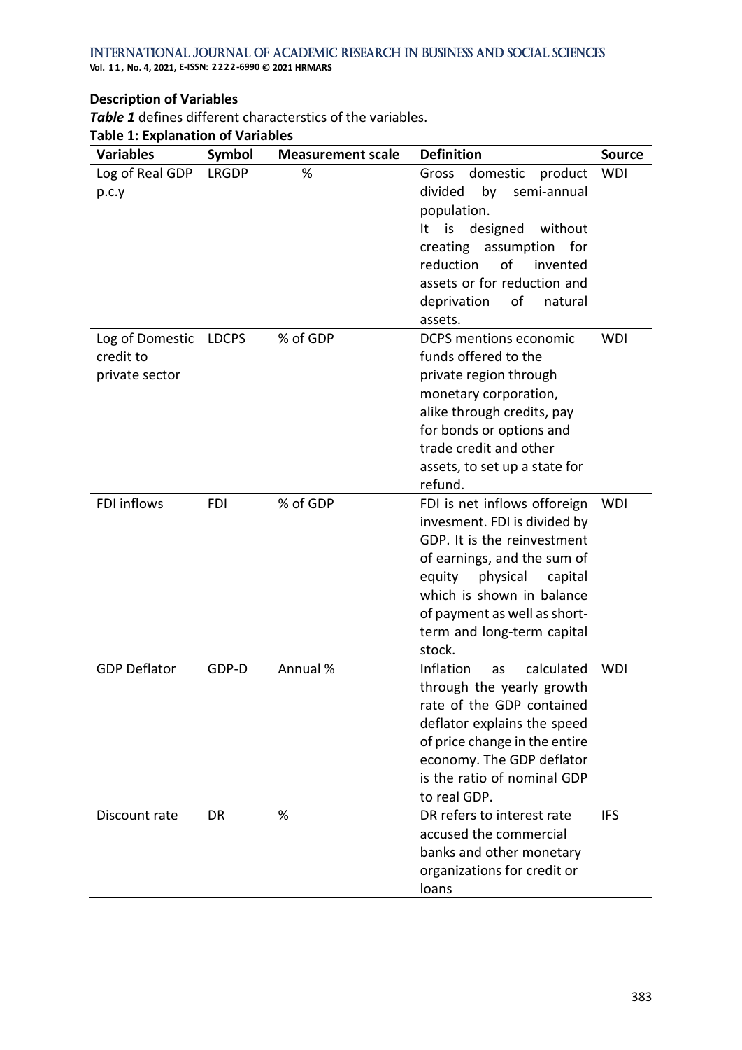**Description of Variables**

***Table 1*** defines different characterstics of the variables.

**Table 1: Explanation of Variables**

| Variables | Symbol | Measurement scale | Definition | Source |
|---|---|---|---|---|
| Log of Real GDP p.c.y | LRGDP | % | Gross domestic product divided by semi-annual population. It is designed without creating assumption for reduction of invented assets or for reduction and deprivation of natural assets. | WDI |
| Log of Domestic credit to private sector | LDCPS | % of GDP | DCPS mentions economic funds offered to the private region through monetary corporation, alike through credits, pay for bonds or options and trade credit and other assets, to set up a state for refund. | WDI |
| FDI inflows | FDI | % of GDP | FDI is net inflows offoreign invesment. FDI is divided by GDP. It is the reinvestment of earnings, and the sum of equity physical capital which is shown in balance of payment as well as short-term and long-term capital stock. | WDI |
| GDP Deflator | GDP-D | Annual % | Inflation as calculated through the yearly growth rate of the GDP contained deflator explains the speed of price change in the entire economy. The GDP deflator is the ratio of nominal GDP to real GDP. | WDI |
| Discount rate | DR | % | DR refers to interest rate accused the commercial banks and other monetary organizations for credit or loans | IFS |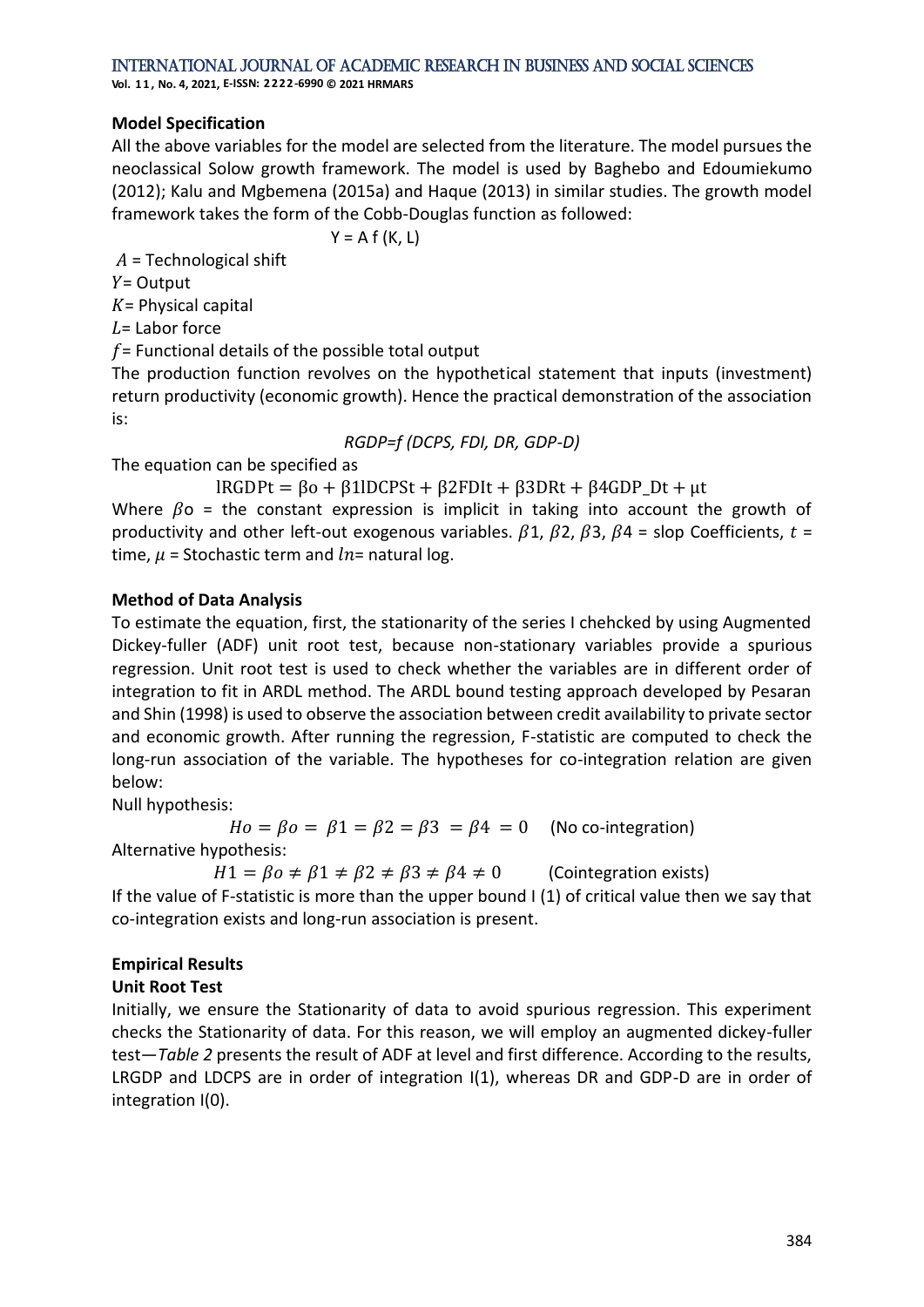**Model Specification**

All the above variables for the model are selected from the literature. The model pursues the neoclassical Solow growth framework. The model is used by Baghebo and Edoumiekumo (2012); Kalu and Mgbemena (2015a) and Haque (2013) in similar studies. The growth model framework takes the form of the Cobb-Douglas function as followed:

$$Y = A f (K, L)$$

$A$ = Technological shift

$Y$ = Output

$K$ = Physical capital

$L$ = Labor force

$f$ = Functional details of the possible total output

The production function revolves on the hypothetical statement that inputs (investment) return productivity (economic growth). Hence the practical demonstration of the association is:

$$RGDP=f\ (DCPS, FDI, DR, GDP\text{-}D)$$

The equation can be specified as

$$\text{lRGDPt} = \beta\text{o} + \beta1\text{lDCPSt} + \beta2\text{FDIt} + \beta3\text{DRt} + \beta4\text{GDP\_Dt} + \mu\text{t}$$

Where $\beta o$ = the constant expression is implicit in taking into account the growth of productivity and other left-out exogenous variables. $\beta 1$, $\beta 2$, $\beta 3$, $\beta 4$ = slop Coefficients, $t$ = time, $\mu$ = Stochastic term and $ln$= natural log.

**Method of Data Analysis**

To estimate the equation, first, the stationarity of the series I chehcked by using Augmented Dickey-fuller (ADF) unit root test, because non-stationary variables provide a spurious regression. Unit root test is used to check whether the variables are in different order of integration to fit in ARDL method. The ARDL bound testing approach developed by Pesaran and Shin (1998) is used to observe the association between credit availability to private sector and economic growth. After running the regression, F-statistic are computed to check the long-run association of the variable. The hypotheses for co-integration relation are given below:

Null hypothesis:

$$Ho = \beta o = \beta 1 = \beta 2 = \beta 3 = \beta 4 = 0 \quad \text{(No co-integration)}$$

Alternative hypothesis:

$$H1 = \beta o \neq \beta 1 \neq \beta 2 \neq \beta 3 \neq \beta 4 \neq 0 \quad \text{(Cointegration exists)}$$

If the value of F-statistic is more than the upper bound I (1) of critical value then we say that co-integration exists and long-run association is present.

**Empirical Results**

**Unit Root Test**

Initially, we ensure the Stationarity of data to avoid spurious regression. This experiment checks the Stationarity of data. For this reason, we will employ an augmented dickey-fuller test—*Table 2* presents the result of ADF at level and first difference. According to the results, LRGDP and LDCPS are in order of integration I(1), whereas DR and GDP-D are in order of integration I(0).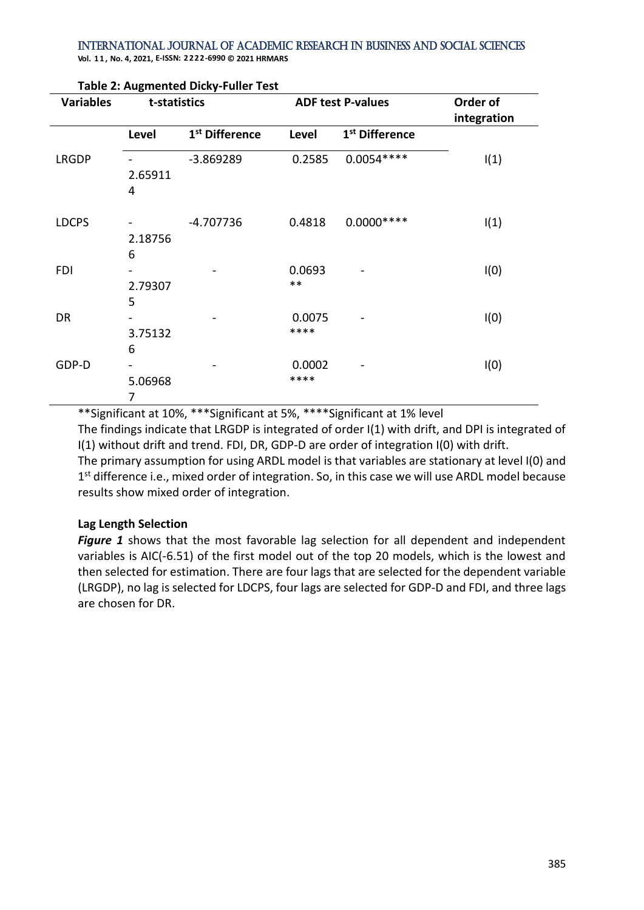**Table 2: Augmented Dicky-Fuller Test**

| Variables | t-statistics | | ADF test P-values | | Order of integration |
|---|---|---|---|---|---|
| | Level | 1st Difference | Level | 1st Difference | |
| LRGDP | -2.659114 | -3.869289 | 0.2585 | 0.0054**** | I(1) |
| LDCPS | -2.187566 | -4.707736 | 0.4818 | 0.0000**** | I(1) |
| FDI | -2.793075 | - | 0.0693 ** | - | I(0) |
| DR | -3.751326 | - | 0.0075 **** | - | I(0) |
| GDP-D | -5.069687 | - | 0.0002 **** | - | I(0) |

**Significant at 10%, ***Significant at 5%, ****Significant at 1% level

The findings indicate that LRGDP is integrated of order I(1) with drift, and DPI is integrated of I(1) without drift and trend. FDI, DR, GDP-D are order of integration I(0) with drift.

The primary assumption for using ARDL model is that variables are stationary at level I(0) and 1st difference i.e., mixed order of integration. So, in this case we will use ARDL model because results show mixed order of integration.

**Lag Length Selection**

***Figure 1*** shows that the most favorable lag selection for all dependent and independent variables is AIC(-6.51) of the first model out of the top 20 models, which is the lowest and then selected for estimation. There are four lags that are selected for the dependent variable (LRGDP), no lag is selected for LDCPS, four lags are selected for GDP-D and FDI, and three lags are chosen for DR.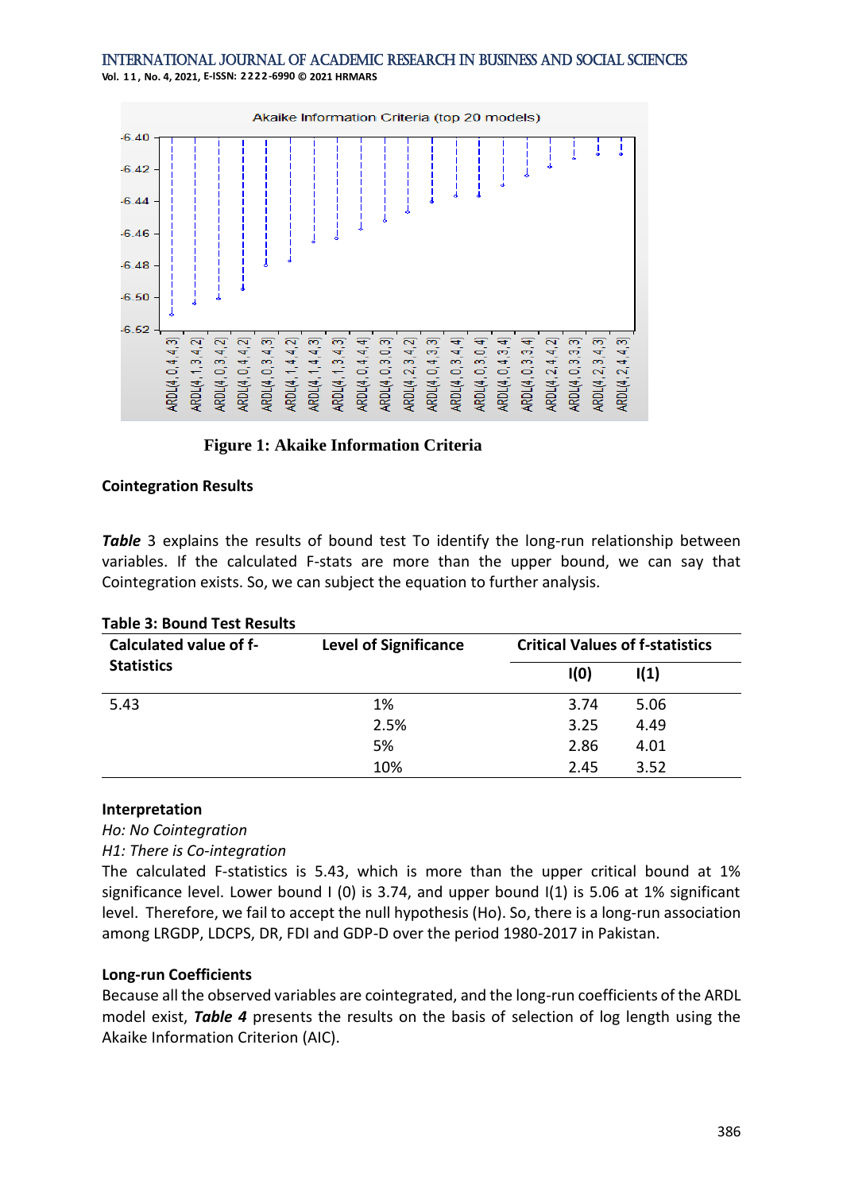Figure 1: Akaike Information Criteria

**Cointegration Results**

***Table*** 3 explains the results of bound test To identify the long-run relationship between variables. If the calculated F-stats are more than the upper bound, we can say that Cointegration exists. So, we can subject the equation to further analysis.

**Table 3: Bound Test Results**

| Calculated value of f-Statistics | Level of Significance | Critical Values of f-statistics | |
|---|---|---|---|
| | | I(0) | I(1) |
| 5.43 | 1% | 3.74 | 5.06 |
| | 2.5% | 3.25 | 4.49 |
| | 5% | 2.86 | 4.01 |
| | 10% | 2.45 | 3.52 |

**Interpretation**

*Ho: No Cointegration*

*H1: There is Co-integration*

The calculated F-statistics is 5.43, which is more than the upper critical bound at 1% significance level. Lower bound I (0) is 3.74, and upper bound I(1) is 5.06 at 1% significant level. Therefore, we fail to accept the null hypothesis (Ho). So, there is a long-run association among LRGDP, LDCPS, DR, FDI and GDP-D over the period 1980-2017 in Pakistan.

**Long-run Coefficients**

Because all the observed variables are cointegrated, and the long-run coefficients of the ARDL model exist, ***Table 4*** presents the results on the basis of selection of log length using the Akaike Information Criterion (AIC).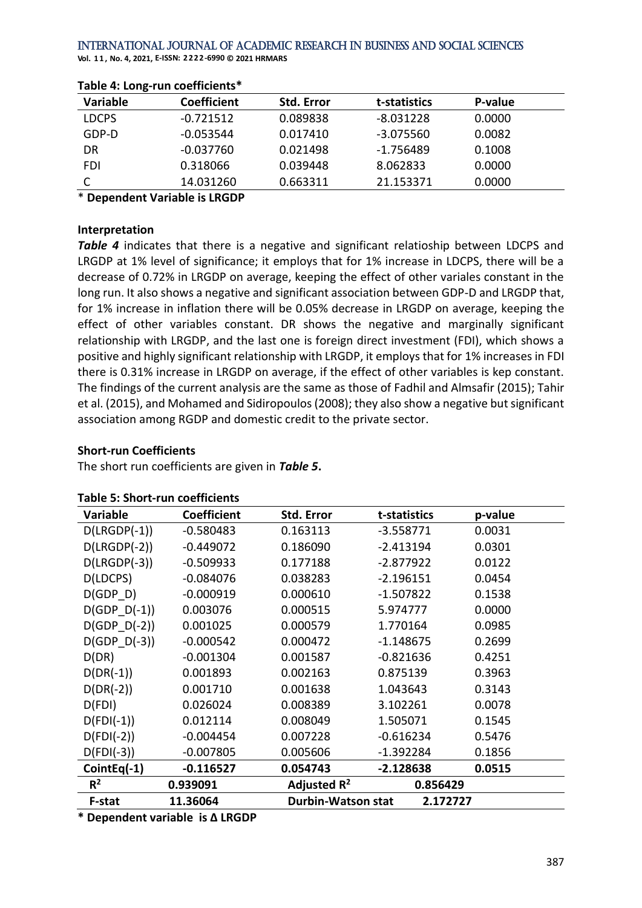**Table 4: Long-run coefficients***

| Variable | Coefficient | Std. Error | t-statistics | P-value |
|---|---|---|---|---|
| LDCPS | -0.721512 | 0.089838 | -8.031228 | 0.0000 |
| GDP-D | -0.053544 | 0.017410 | -3.075560 | 0.0082 |
| DR | -0.037760 | 0.021498 | -1.756489 | 0.1008 |
| FDI | 0.318066 | 0.039448 | 8.062833 | 0.0000 |
| C | 14.031260 | 0.663311 | 21.153371 | 0.0000 |

* **Dependent Variable is LRGDP**

**Interpretation**

***Table 4*** indicates that there is a negative and significant relatioship between LDCPS and LRGDP at 1% level of significance; it employs that for 1% increase in LDCPS, there will be a decrease of 0.72% in LRGDP on average, keeping the effect of other variales constant in the long run. It also shows a negative and significant association between GDP-D and LRGDP that, for 1% increase in inflation there will be 0.05% decrease in LRGDP on average, keeping the effect of other variables constant. DR shows the negative and marginally significant relationship with LRGDP, and the last one is foreign direct investment (FDI), which shows a positive and highly significant relationship with LRGDP, it employs that for 1% increases in FDI there is 0.31% increase in LRGDP on average, if the effect of other variables is kep constant. The findings of the current analysis are the same as those of Fadhil and Almsafir (2015); Tahir et al. (2015), and Mohamed and Sidiropoulos (2008); they also show a negative but significant association among RGDP and domestic credit to the private sector.

**Short-run Coefficients**

The short run coefficients are given in ***Table 5***.

**Table 5: Short-run coefficients**

| Variable | Coefficient | Std. Error | t-statistics | p-value |
|---|---|---|---|---|
| D(LRGDP(-1)) | -0.580483 | 0.163113 | -3.558771 | 0.0031 |
| D(LRGDP(-2)) | -0.449072 | 0.186090 | -2.413194 | 0.0301 |
| D(LRGDP(-3)) | -0.509933 | 0.177188 | -2.877922 | 0.0122 |
| D(LDCPS) | -0.084076 | 0.038283 | -2.196151 | 0.0454 |
| D(GDP_D) | -0.000919 | 0.000610 | -1.507822 | 0.1538 |
| D(GDP_D(-1)) | 0.003076 | 0.000515 | 5.974777 | 0.0000 |
| D(GDP_D(-2)) | 0.001025 | 0.000579 | 1.770164 | 0.0985 |
| D(GDP_D(-3)) | -0.000542 | 0.000472 | -1.148675 | 0.2699 |
| D(DR) | -0.001304 | 0.001587 | -0.821636 | 0.4251 |
| D(DR(-1)) | 0.001893 | 0.002163 | 0.875139 | 0.3963 |
| D(DR(-2)) | 0.001710 | 0.001638 | 1.043643 | 0.3143 |
| D(FDI) | 0.026024 | 0.008389 | 3.102261 | 0.0078 |
| D(FDI(-1)) | 0.012114 | 0.008049 | 1.505071 | 0.1545 |
| D(FDI(-2)) | -0.004454 | 0.007228 | -0.616234 | 0.5476 |
| D(FDI(-3)) | -0.007805 | 0.005606 | -1.392284 | 0.1856 |
| **CointEq(-1)** | **-0.116527** | **0.054743** | **-2.128638** | **0.0515** |
| $R^2$ | 0.939091 | Adjusted $R^2$ | 0.856429 | |
| F-stat | 11.36064 | Durbin-Watson stat | 2.172727 | |

**\* Dependent variable is Δ LRGDP**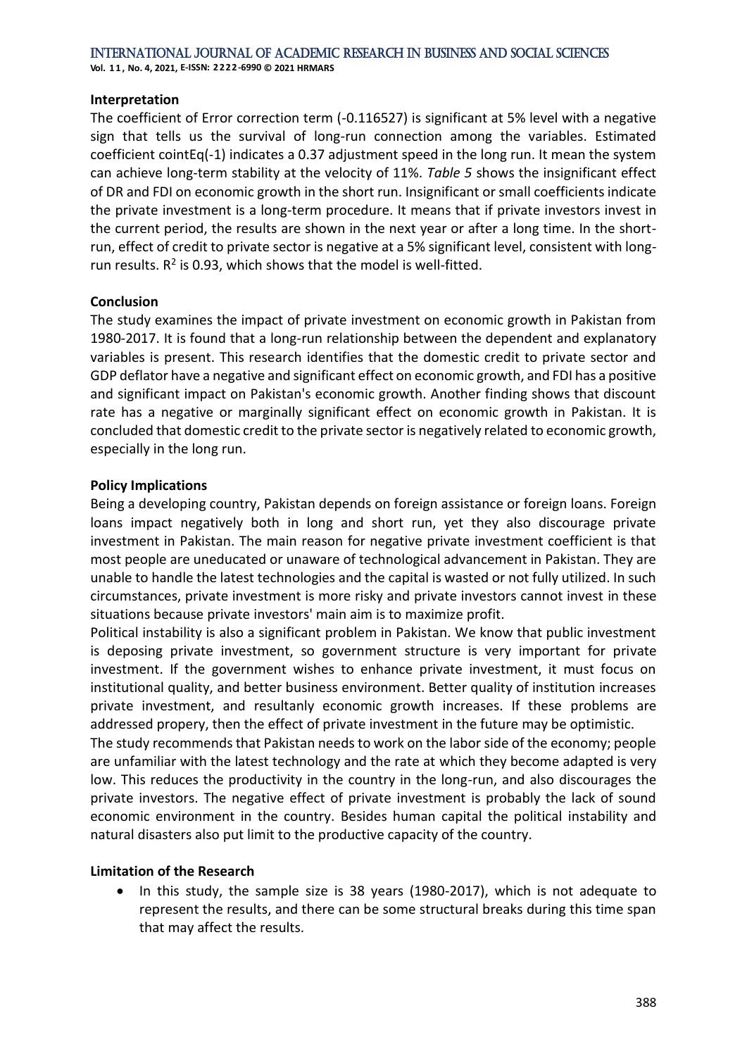**Interpretation**

The coefficient of Error correction term (-0.116527) is significant at 5% level with a negative sign that tells us the survival of long-run connection among the variables. Estimated coefficient cointEq(-1) indicates a 0.37 adjustment speed in the long run. It mean the system can achieve long-term stability at the velocity of 11%. *Table 5* shows the insignificant effect of DR and FDI on economic growth in the short run. Insignificant or small coefficients indicate the private investment is a long-term procedure. It means that if private investors invest in the current period, the results are shown in the next year or after a long time. In the short-run, effect of credit to private sector is negative at a 5% significant level, consistent with long-run results. $R^2$ is 0.93, which shows that the model is well-fitted.

**Conclusion**

The study examines the impact of private investment on economic growth in Pakistan from 1980-2017. It is found that a long-run relationship between the dependent and explanatory variables is present. This research identifies that the domestic credit to private sector and GDP deflator have a negative and significant effect on economic growth, and FDI has a positive and significant impact on Pakistan's economic growth. Another finding shows that discount rate has a negative or marginally significant effect on economic growth in Pakistan. It is concluded that domestic credit to the private sector is negatively related to economic growth, especially in the long run.

**Policy Implications**

Being a developing country, Pakistan depends on foreign assistance or foreign loans. Foreign loans impact negatively both in long and short run, yet they also discourage private investment in Pakistan. The main reason for negative private investment coefficient is that most people are uneducated or unaware of technological advancement in Pakistan. They are unable to handle the latest technologies and the capital is wasted or not fully utilized. In such circumstances, private investment is more risky and private investors cannot invest in these situations because private investors' main aim is to maximize profit.

Political instability is also a significant problem in Pakistan. We know that public investment is deposing private investment, so government structure is very important for private investment. If the government wishes to enhance private investment, it must focus on institutional quality, and better business environment. Better quality of institution increases private investment, and resultanly economic growth increases. If these problems are addressed propery, then the effect of private investment in the future may be optimistic.

The study recommends that Pakistan needs to work on the labor side of the economy; people are unfamiliar with the latest technology and the rate at which they become adapted is very low. This reduces the productivity in the country in the long-run, and also discourages the private investors. The negative effect of private investment is probably the lack of sound economic environment in the country. Besides human capital the political instability and natural disasters also put limit to the productive capacity of the country.

**Limitation of the Research**

- In this study, the sample size is 38 years (1980-2017), which is not adequate to represent the results, and there can be some structural breaks during this time span that may affect the results.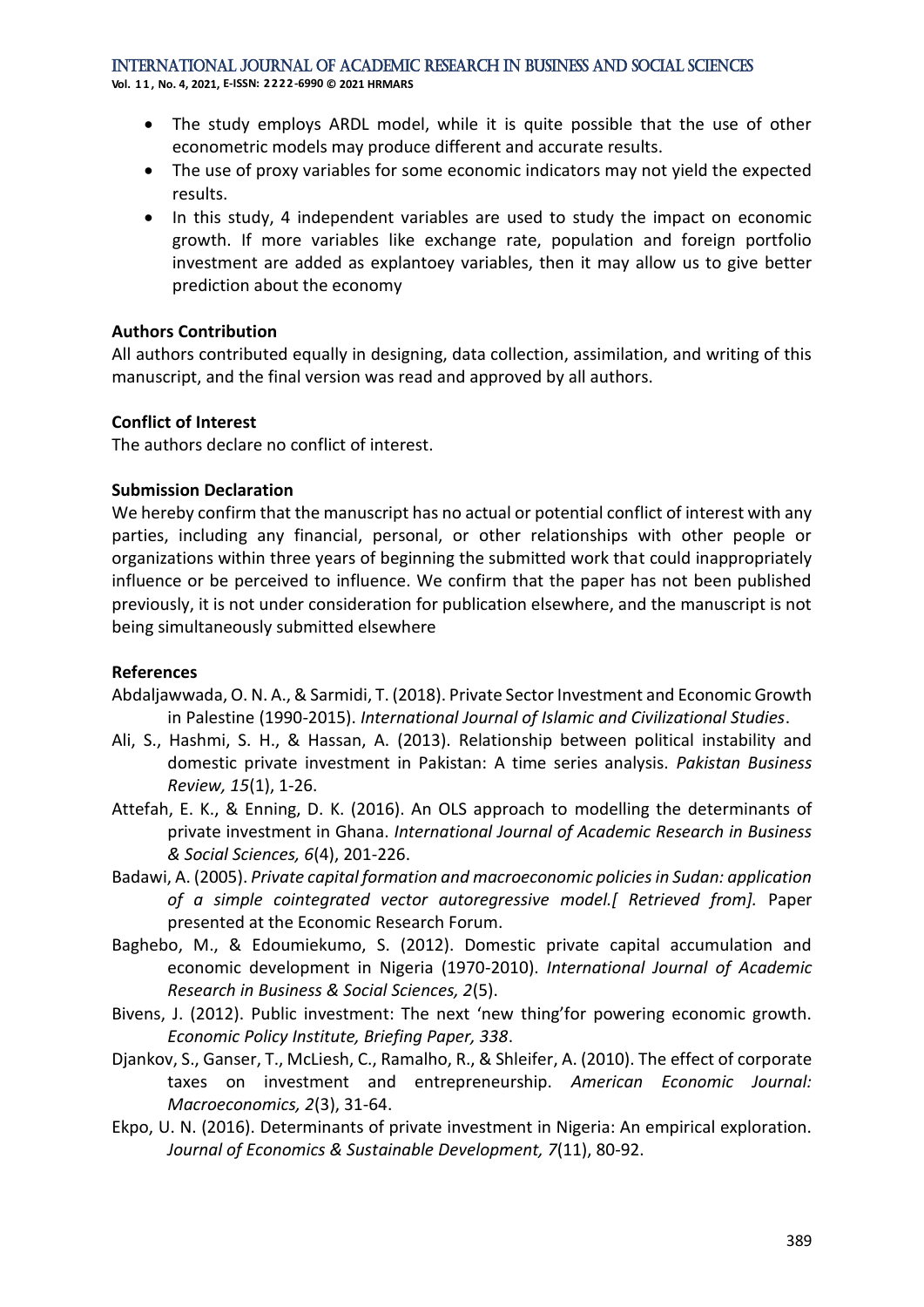- The study employs ARDL model, while it is quite possible that the use of other econometric models may produce different and accurate results.
- The use of proxy variables for some economic indicators may not yield the expected results.
- In this study, 4 independent variables are used to study the impact on economic growth. If more variables like exchange rate, population and foreign portfolio investment are added as explantoey variables, then it may allow us to give better prediction about the economy

**Authors Contribution**

All authors contributed equally in designing, data collection, assimilation, and writing of this manuscript, and the final version was read and approved by all authors.

**Conflict of Interest**

The authors declare no conflict of interest.

**Submission Declaration**

We hereby confirm that the manuscript has no actual or potential conflict of interest with any parties, including any financial, personal, or other relationships with other people or organizations within three years of beginning the submitted work that could inappropriately influence or be perceived to influence. We confirm that the paper has not been published previously, it is not under consideration for publication elsewhere, and the manuscript is not being simultaneously submitted elsewhere

**References**

Abdaljawwada, O. N. A., & Sarmidi, T. (2018). Private Sector Investment and Economic Growth in Palestine (1990-2015). *International Journal of Islamic and Civilizational Studies*.

Ali, S., Hashmi, S. H., & Hassan, A. (2013). Relationship between political instability and domestic private investment in Pakistan: A time series analysis. *Pakistan Business Review, 15*(1), 1-26.

Attefah, E. K., & Enning, D. K. (2016). An OLS approach to modelling the determinants of private investment in Ghana. *International Journal of Academic Research in Business & Social Sciences, 6*(4), 201-226.

Badawi, A. (2005). *Private capital formation and macroeconomic policies in Sudan: application of a simple cointegrated vector autoregressive model.[ Retrieved from].* Paper presented at the Economic Research Forum.

Baghebo, M., & Edoumiekumo, S. (2012). Domestic private capital accumulation and economic development in Nigeria (1970-2010). *International Journal of Academic Research in Business & Social Sciences, 2*(5).

Bivens, J. (2012). Public investment: The next 'new thing'for powering economic growth. *Economic Policy Institute, Briefing Paper, 338*.

Djankov, S., Ganser, T., McLiesh, C., Ramalho, R., & Shleifer, A. (2010). The effect of corporate taxes on investment and entrepreneurship. *American Economic Journal: Macroeconomics, 2*(3), 31-64.

Ekpo, U. N. (2016). Determinants of private investment in Nigeria: An empirical exploration. *Journal of Economics & Sustainable Development, 7*(11), 80-92.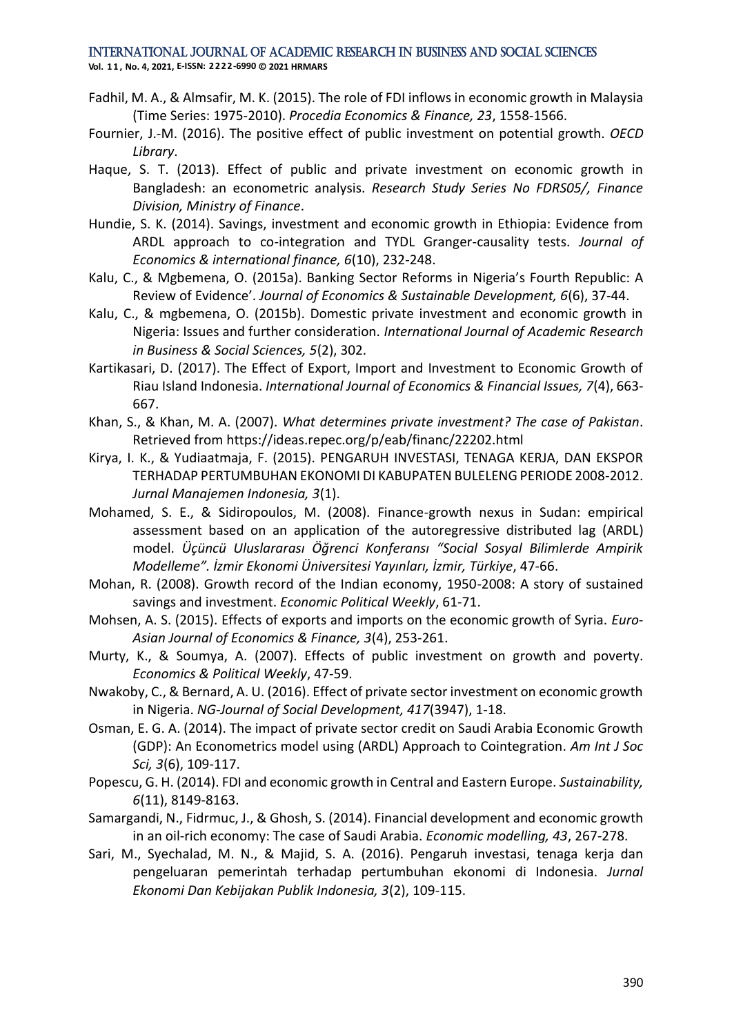Fadhil, M. A., & Almsafir, M. K. (2015). The role of FDI inflows in economic growth in Malaysia (Time Series: 1975-2010). *Procedia Economics & Finance, 23*, 1558-1566.

Fournier, J.-M. (2016). The positive effect of public investment on potential growth. *OECD Library*.

Haque, S. T. (2013). Effect of public and private investment on economic growth in Bangladesh: an econometric analysis. *Research Study Series No FDRS05/, Finance Division, Ministry of Finance*.

Hundie, S. K. (2014). Savings, investment and economic growth in Ethiopia: Evidence from ARDL approach to co-integration and TYDL Granger-causality tests. *Journal of Economics & international finance, 6*(10), 232-248.

Kalu, C., & Mgbemena, O. (2015a). Banking Sector Reforms in Nigeria's Fourth Republic: A Review of Evidence'. *Journal of Economics & Sustainable Development, 6*(6), 37-44.

Kalu, C., & mgbemena, O. (2015b). Domestic private investment and economic growth in Nigeria: Issues and further consideration. *International Journal of Academic Research in Business & Social Sciences, 5*(2), 302.

Kartikasari, D. (2017). The Effect of Export, Import and Investment to Economic Growth of Riau Island Indonesia. *International Journal of Economics & Financial Issues, 7*(4), 663-667.

Khan, S., & Khan, M. A. (2007). *What determines private investment? The case of Pakistan*. Retrieved from https://ideas.repec.org/p/eab/financ/22202.html

Kirya, I. K., & Yudiaatmaja, F. (2015). PENGARUH INVESTASI, TENAGA KERJA, DAN EKSPOR TERHADAP PERTUMBUHAN EKONOMI DI KABUPATEN BULELENG PERIODE 2008-2012. *Jurnal Manajemen Indonesia, 3*(1).

Mohamed, S. E., & Sidiropoulos, M. (2008). Finance-growth nexus in Sudan: empirical assessment based on an application of the autoregressive distributed lag (ARDL) model. *Üçüncü Uluslararası Öğrenci Konferansı "Social Sosyal Bilimlerde Ampirik Modelleme". İzmir Ekonomi Üniversitesi Yayınları, İzmir, Türkiye*, 47-66.

Mohan, R. (2008). Growth record of the Indian economy, 1950-2008: A story of sustained savings and investment. *Economic Political Weekly*, 61-71.

Mohsen, A. S. (2015). Effects of exports and imports on the economic growth of Syria. *Euro-Asian Journal of Economics & Finance, 3*(4), 253-261.

Murty, K., & Soumya, A. (2007). Effects of public investment on growth and poverty. *Economics & Political Weekly*, 47-59.

Nwakoby, C., & Bernard, A. U. (2016). Effect of private sector investment on economic growth in Nigeria. *NG-Journal of Social Development, 417*(3947), 1-18.

Osman, E. G. A. (2014). The impact of private sector credit on Saudi Arabia Economic Growth (GDP): An Econometrics model using (ARDL) Approach to Cointegration. *Am Int J Soc Sci, 3*(6), 109-117.

Popescu, G. H. (2014). FDI and economic growth in Central and Eastern Europe. *Sustainability, 6*(11), 8149-8163.

Samargandi, N., Fidrmuc, J., & Ghosh, S. (2014). Financial development and economic growth in an oil-rich economy: The case of Saudi Arabia. *Economic modelling, 43*, 267-278.

Sari, M., Syechalad, M. N., & Majid, S. A. (2016). Pengaruh investasi, tenaga kerja dan pengeluaran pemerintah terhadap pertumbuhan ekonomi di Indonesia. *Jurnal Ekonomi Dan Kebijakan Publik Indonesia, 3*(2), 109-115.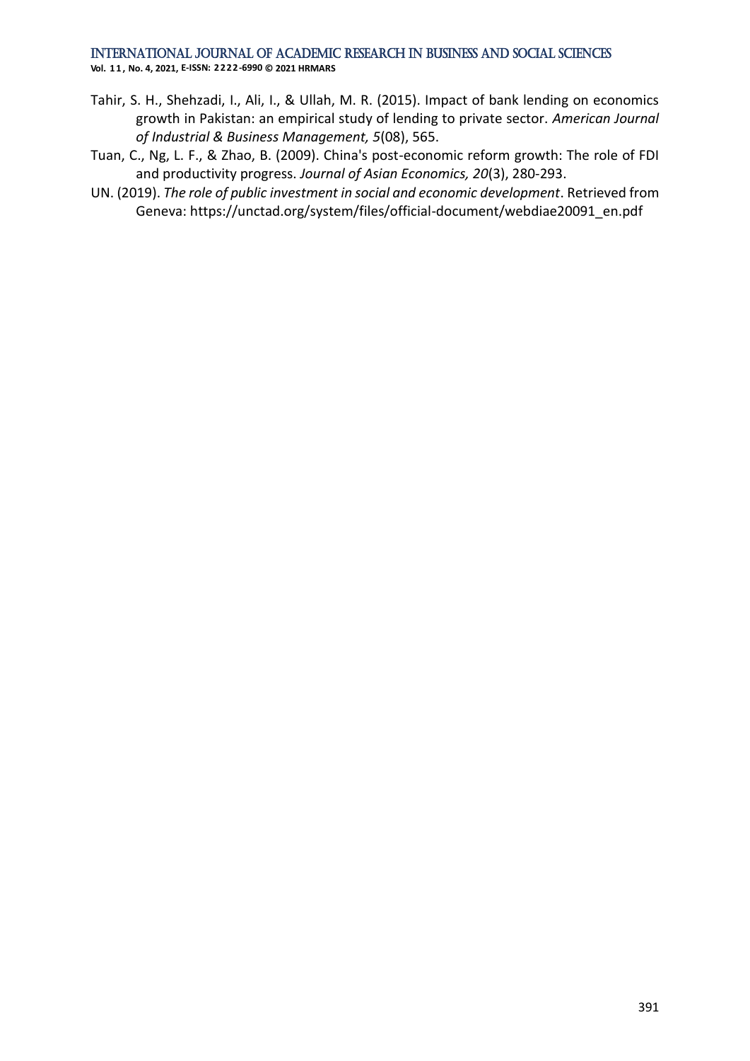Tahir, S. H., Shehzadi, I., Ali, I., & Ullah, M. R. (2015). Impact of bank lending on economics growth in Pakistan: an empirical study of lending to private sector. *American Journal of Industrial & Business Management, 5*(08), 565.

Tuan, C., Ng, L. F., & Zhao, B. (2009). China's post-economic reform growth: The role of FDI and productivity progress. *Journal of Asian Economics, 20*(3), 280-293.

UN. (2019). *The role of public investment in social and economic development*. Retrieved from Geneva: https://unctad.org/system/files/official-document/webdiae20091_en.pdf